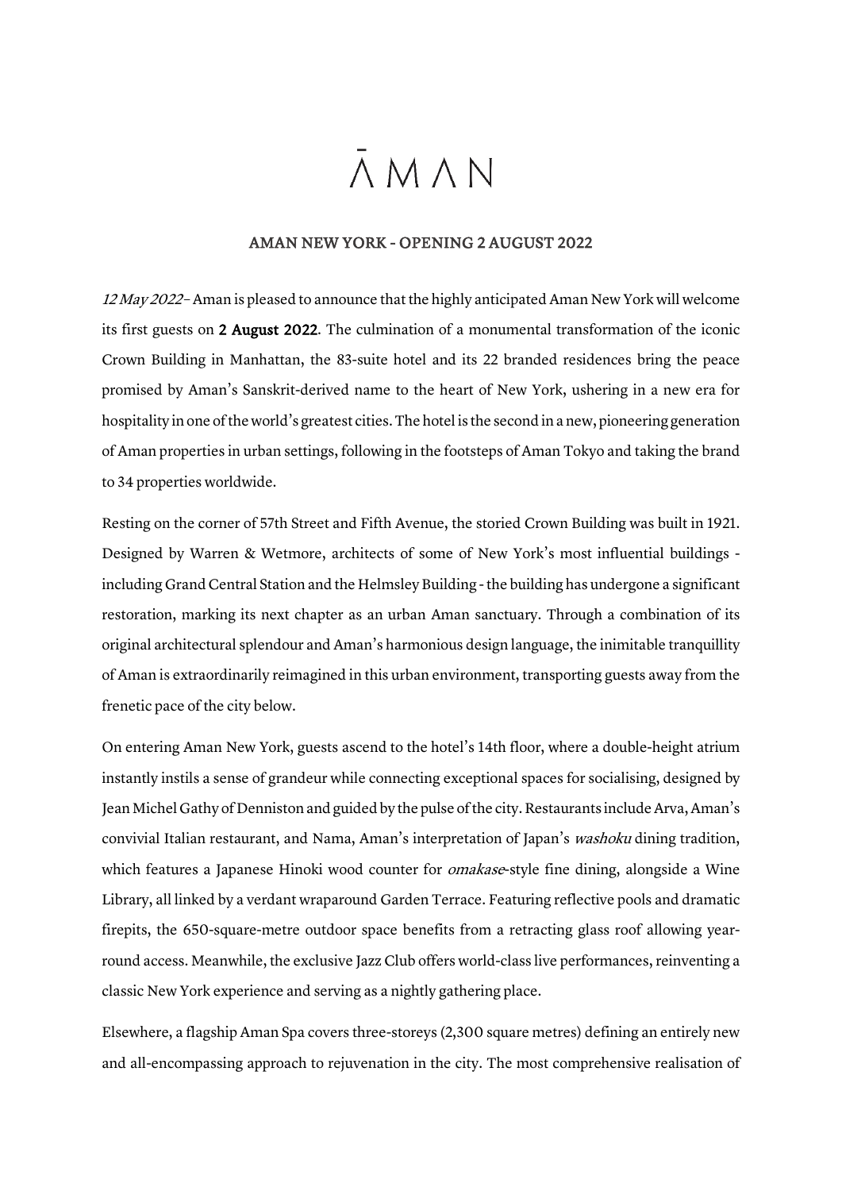# ĀMAN

## AMAN NEW YORK - OPENING 2 AUGUST 2022

*12 May 2022* – Aman is pleased to announce that the highly anticipated Aman New York will welcome its first guests on **2 August 2022**. The culmination of a monumental transformation of the iconic Crown Building in Manhattan, the 83-suite hotel and its 22 branded residences bring the peace promised by Aman's Sanskrit-derived name to the heart of New York, ushering in a new era for hospitality in one of the world's greatest cities. The hotel is the second in a new, pioneering generation of Aman properties in urban settings, following in the footsteps of Aman Tokyo and taking the brand to 34 properties worldwide.

Resting on the corner of 57th Street and Fifth Avenue, the storied Crown Building was built in 1921. Designed by Warren & Wetmore, architects of some of New York's most influential buildings - including Grand Central Station and the Helmsley Building - the building has undergone a significant restoration, marking its next chapter as an urban Aman sanctuary. Through a combination of its original architectural splendour and Aman's harmonious design language, the inimitable tranquillity of Aman is extraordinarily reimagined in this urban environment, transporting guests away from the frenetic pace of the city below.

On entering Aman New York, guests ascend to the hotel's 14th floor, where a double-height atrium instantly instils a sense of grandeur while connecting exceptional spaces for socialising, designed by Jean Michel Gathy of Denniston and guided by the pulse of the city. Restaurants include Arva, Aman's convivial Italian restaurant, and Nama, Aman's interpretation of Japan's *washoku* dining tradition, which features a Japanese Hinoki wood counter for *omakase*-style fine dining, alongside a Wine Library, all linked by a verdant wraparound Garden Terrace. Featuring reflective pools and dramatic firepits, the 650-square-metre outdoor space benefits from a retracting glass roof allowing year-round access. Meanwhile, the exclusive Jazz Club offers world-class live performances, reinventing a classic New York experience and serving as a nightly gathering place.

Elsewhere, a flagship Aman Spa covers three-storeys (2,300 square metres) defining an entirely new and all-encompassing approach to rejuvenation in the city. The most comprehensive realisation of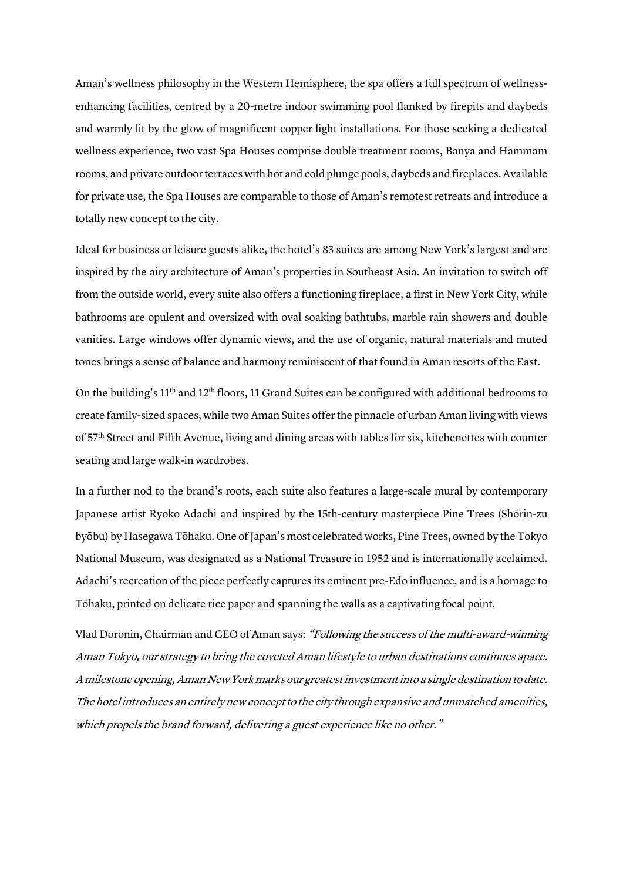Aman's wellness philosophy in the Western Hemisphere, the spa offers a full spectrum of wellness-enhancing facilities, centred by a 20-metre indoor swimming pool flanked by firepits and daybeds and warmly lit by the glow of magnificent copper light installations. For those seeking a dedicated wellness experience, two vast Spa Houses comprise double treatment rooms, Banya and Hammam rooms, and private outdoor terraces with hot and cold plunge pools, daybeds and fireplaces. Available for private use, the Spa Houses are comparable to those of Aman's remotest retreats and introduce a totally new concept to the city.

Ideal for business or leisure guests alike, the hotel's 83 suites are among New York's largest and are inspired by the airy architecture of Aman's properties in Southeast Asia. An invitation to switch off from the outside world, every suite also offers a functioning fireplace, a first in New York City, while bathrooms are opulent and oversized with oval soaking bathtubs, marble rain showers and double vanities. Large windows offer dynamic views, and the use of organic, natural materials and muted tones brings a sense of balance and harmony reminiscent of that found in Aman resorts of the East.

On the building's 11th and 12th floors, 11 Grand Suites can be configured with additional bedrooms to create family-sized spaces, while two Aman Suites offer the pinnacle of urban Aman living with views of 57th Street and Fifth Avenue, living and dining areas with tables for six, kitchenettes with counter seating and large walk-in wardrobes.

In a further nod to the brand's roots, each suite also features a large-scale mural by contemporary Japanese artist Ryoko Adachi and inspired by the 15th-century masterpiece Pine Trees (Shōrin-zu byōbu) by Hasegawa Tōhaku. One of Japan's most celebrated works, Pine Trees, owned by the Tokyo National Museum, was designated as a National Treasure in 1952 and is internationally acclaimed. Adachi's recreation of the piece perfectly captures its eminent pre-Edo influence, and is a homage to Tōhaku, printed on delicate rice paper and spanning the walls as a captivating focal point.

Vlad Doronin, Chairman and CEO of Aman says: *"Following the success of the multi-award-winning Aman Tokyo, our strategy to bring the coveted Aman lifestyle to urban destinations continues apace. A milestone opening, Aman New York marks our greatest investment into a single destination to date. The hotel introduces an entirely new concept to the city through expansive and unmatched amenities, which propels the brand forward, delivering a guest experience like no other."*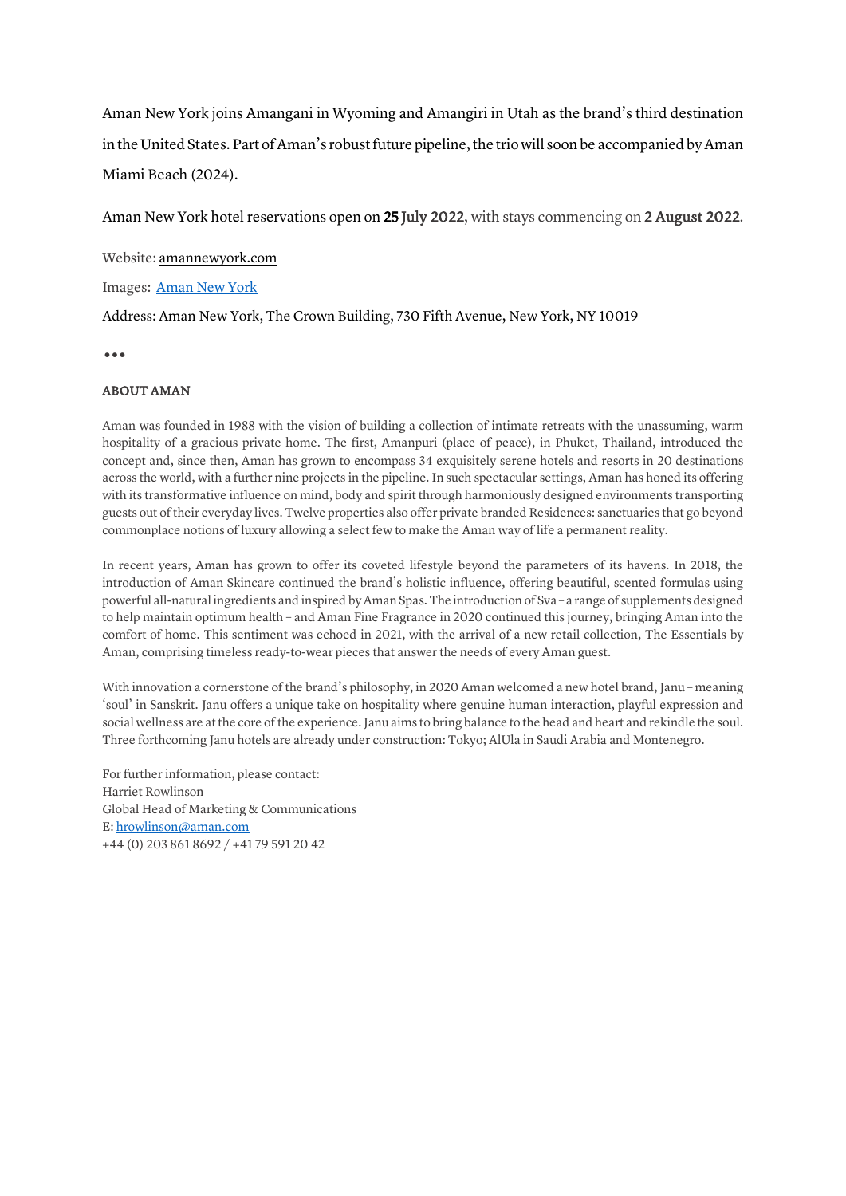Aman New York joins Amangani in Wyoming and Amangiri in Utah as the brand's third destination in the United States. Part of Aman's robust future pipeline, the trio will soon be accompanied by Aman Miami Beach (2024).

Aman New York hotel reservations open on **25 July 2022**, with stays commencing on **2 August 2022**.

Website: amannewyork.com

Images: Aman New York

Address: Aman New York, The Crown Building, 730 Fifth Avenue, New York, NY 10019

•••

**ABOUT AMAN**

Aman was founded in 1988 with the vision of building a collection of intimate retreats with the unassuming, warm hospitality of a gracious private home. The first, Amanpuri (place of peace), in Phuket, Thailand, introduced the concept and, since then, Aman has grown to encompass 34 exquisitely serene hotels and resorts in 20 destinations across the world, with a further nine projects in the pipeline. In such spectacular settings, Aman has honed its offering with its transformative influence on mind, body and spirit through harmoniously designed environments transporting guests out of their everyday lives. Twelve properties also offer private branded Residences: sanctuaries that go beyond commonplace notions of luxury allowing a select few to make the Aman way of life a permanent reality.

In recent years, Aman has grown to offer its coveted lifestyle beyond the parameters of its havens. In 2018, the introduction of Aman Skincare continued the brand's holistic influence, offering beautiful, scented formulas using powerful all-natural ingredients and inspired by Aman Spas. The introduction of Sva – a range of supplements designed to help maintain optimum health – and Aman Fine Fragrance in 2020 continued this journey, bringing Aman into the comfort of home. This sentiment was echoed in 2021, with the arrival of a new retail collection, The Essentials by Aman, comprising timeless ready-to-wear pieces that answer the needs of every Aman guest.

With innovation a cornerstone of the brand's philosophy, in 2020 Aman welcomed a new hotel brand, Janu – meaning 'soul' in Sanskrit. Janu offers a unique take on hospitality where genuine human interaction, playful expression and social wellness are at the core of the experience. Janu aims to bring balance to the head and heart and rekindle the soul. Three forthcoming Janu hotels are already under construction: Tokyo; AlUla in Saudi Arabia and Montenegro.

For further information, please contact:
Harriet Rowlinson
Global Head of Marketing & Communications
E: hrowlinson@aman.com
+44 (0) 203 861 8692 / +41 79 591 20 42